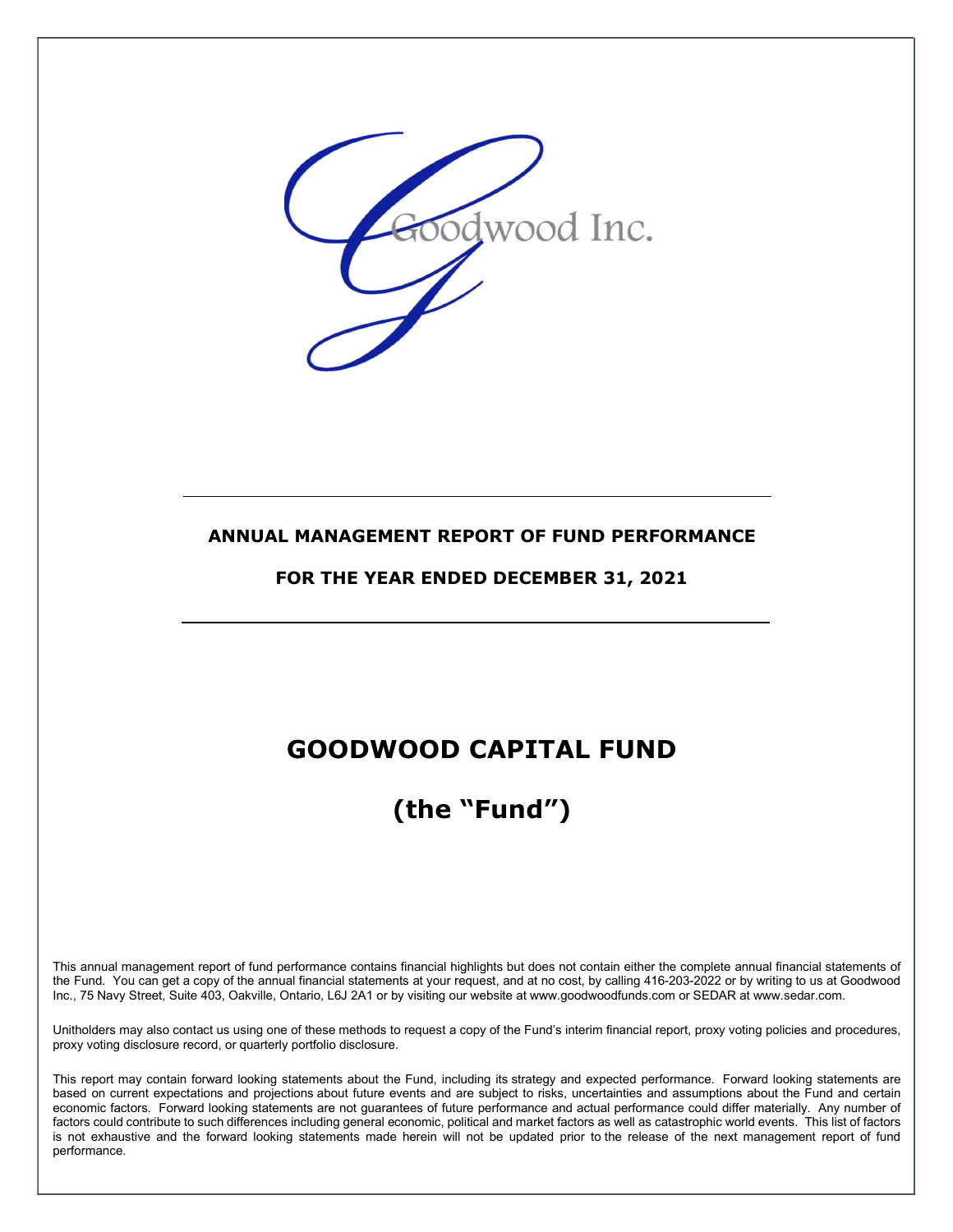Goodwood Inc.

**ANNUAL MANAGEMENT REPORT OF FUND PERFORMANCE**

**FOR THE YEAR ENDED DECEMBER 31, 2021**

# GOODWOOD CAPITAL FUND

# (the "Fund")

This annual management report of fund performance contains financial highlights but does not contain either the complete annual financial statements of the Fund. You can get a copy of the annual financial statements at your request, and at no cost, by calling 416-203-2022 or by writing to us at Goodwood Inc., 75 Navy Street, Suite 403, Oakville, Ontario, L6J 2A1 or by visiting our website at www.goodwoodfunds.com or SEDAR at www.sedar.com.

Unitholders may also contact us using one of these methods to request a copy of the Fund's interim financial report, proxy voting policies and procedures, proxy voting disclosure record, or quarterly portfolio disclosure.

This report may contain forward looking statements about the Fund, including its strategy and expected performance. Forward looking statements are based on current expectations and projections about future events and are subject to risks, uncertainties and assumptions about the Fund and certain economic factors. Forward looking statements are not guarantees of future performance and actual performance could differ materially. Any number of factors could contribute to such differences including general economic, political and market factors as well as catastrophic world events. This list of factors is not exhaustive and the forward looking statements made herein will not be updated prior to the release of the next management report of fund performance.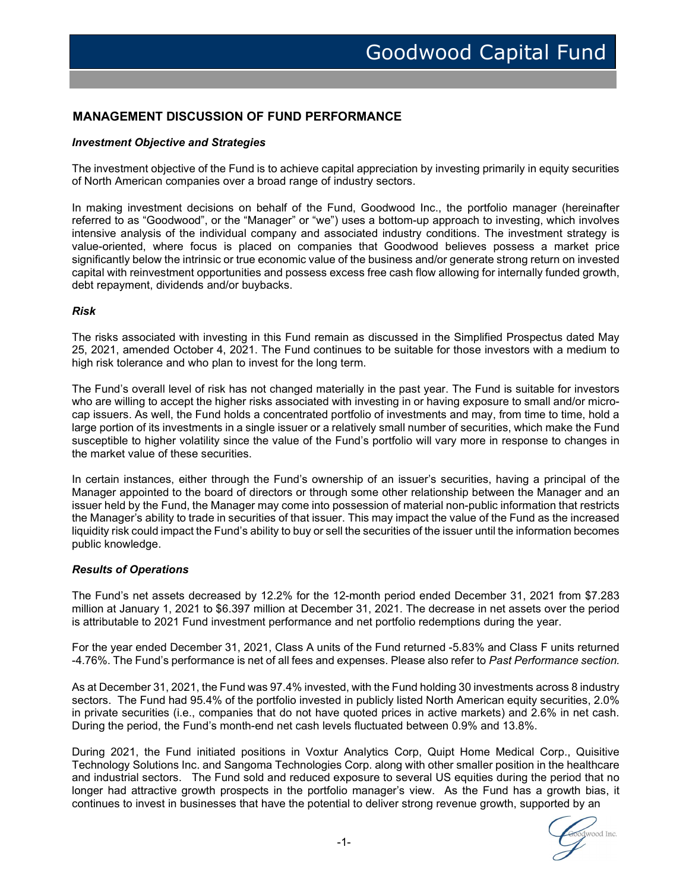## MANAGEMENT DISCUSSION OF FUND PERFORMANCE

### *Investment Objective and Strategies*

The investment objective of the Fund is to achieve capital appreciation by investing primarily in equity securities of North American companies over a broad range of industry sectors.

In making investment decisions on behalf of the Fund, Goodwood Inc., the portfolio manager (hereinafter referred to as "Goodwood", or the "Manager" or "we") uses a bottom-up approach to investing, which involves intensive analysis of the individual company and associated industry conditions. The investment strategy is value-oriented, where focus is placed on companies that Goodwood believes possess a market price significantly below the intrinsic or true economic value of the business and/or generate strong return on invested capital with reinvestment opportunities and possess excess free cash flow allowing for internally funded growth, debt repayment, dividends and/or buybacks.

### *Risk*

The risks associated with investing in this Fund remain as discussed in the Simplified Prospectus dated May 25, 2021, amended October 4, 2021. The Fund continues to be suitable for those investors with a medium to high risk tolerance and who plan to invest for the long term.

The Fund's overall level of risk has not changed materially in the past year. The Fund is suitable for investors who are willing to accept the higher risks associated with investing in or having exposure to small and/or micro-cap issuers. As well, the Fund holds a concentrated portfolio of investments and may, from time to time, hold a large portion of its investments in a single issuer or a relatively small number of securities, which make the Fund susceptible to higher volatility since the value of the Fund's portfolio will vary more in response to changes in the market value of these securities.

In certain instances, either through the Fund's ownership of an issuer's securities, having a principal of the Manager appointed to the board of directors or through some other relationship between the Manager and an issuer held by the Fund, the Manager may come into possession of material non-public information that restricts the Manager's ability to trade in securities of that issuer. This may impact the value of the Fund as the increased liquidity risk could impact the Fund's ability to buy or sell the securities of the issuer until the information becomes public knowledge.

### *Results of Operations*

The Fund's net assets decreased by 12.2% for the 12-month period ended December 31, 2021 from $7.283 million at January 1, 2021 to $6.397 million at December 31, 2021. The decrease in net assets over the period is attributable to 2021 Fund investment performance and net portfolio redemptions during the year.

For the year ended December 31, 2021, Class A units of the Fund returned -5.83% and Class F units returned -4.76%. The Fund's performance is net of all fees and expenses. Please also refer to *Past Performance section.*

As at December 31, 2021, the Fund was 97.4% invested, with the Fund holding 30 investments across 8 industry sectors. The Fund had 95.4% of the portfolio invested in publicly listed North American equity securities, 2.0% in private securities (i.e., companies that do not have quoted prices in active markets) and 2.6% in net cash. During the period, the Fund's month-end net cash levels fluctuated between 0.9% and 13.8%.

During 2021, the Fund initiated positions in Voxtur Analytics Corp, Quipt Home Medical Corp., Quisitive Technology Solutions Inc. and Sangoma Technologies Corp. along with other smaller position in the healthcare and industrial sectors. The Fund sold and reduced exposure to several US equities during the period that no longer had attractive growth prospects in the portfolio manager's view. As the Fund has a growth bias, it continues to invest in businesses that have the potential to deliver strong revenue growth, supported by an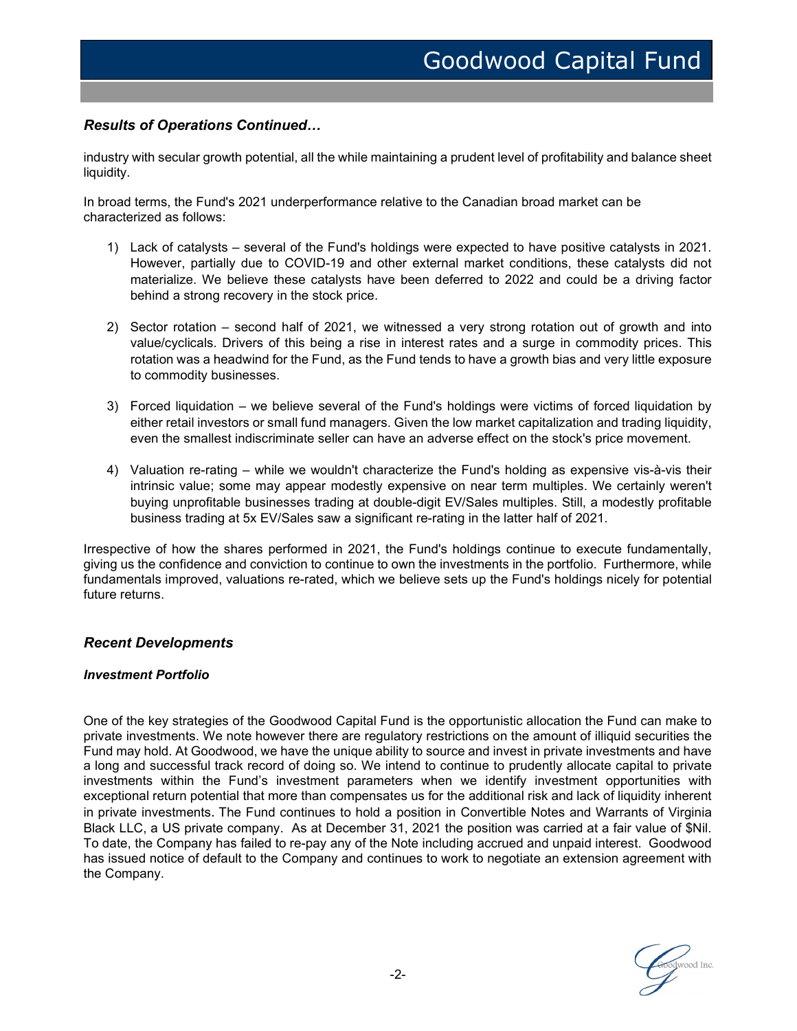### *Results of Operations Continued…*

industry with secular growth potential, all the while maintaining a prudent level of profitability and balance sheet liquidity.

In broad terms, the Fund's 2021 underperformance relative to the Canadian broad market can be characterized as follows:

1) Lack of catalysts – several of the Fund's holdings were expected to have positive catalysts in 2021. However, partially due to COVID-19 and other external market conditions, these catalysts did not materialize. We believe these catalysts have been deferred to 2022 and could be a driving factor behind a strong recovery in the stock price.

2) Sector rotation – second half of 2021, we witnessed a very strong rotation out of growth and into value/cyclicals. Drivers of this being a rise in interest rates and a surge in commodity prices. This rotation was a headwind for the Fund, as the Fund tends to have a growth bias and very little exposure to commodity businesses.

3) Forced liquidation – we believe several of the Fund's holdings were victims of forced liquidation by either retail investors or small fund managers. Given the low market capitalization and trading liquidity, even the smallest indiscriminate seller can have an adverse effect on the stock's price movement.

4) Valuation re-rating – while we wouldn't characterize the Fund's holding as expensive vis-à-vis their intrinsic value; some may appear modestly expensive on near term multiples. We certainly weren't buying unprofitable businesses trading at double-digit EV/Sales multiples. Still, a modestly profitable business trading at 5x EV/Sales saw a significant re-rating in the latter half of 2021.

Irrespective of how the shares performed in 2021, the Fund's holdings continue to execute fundamentally, giving us the confidence and conviction to continue to own the investments in the portfolio. Furthermore, while fundamentals improved, valuations re-rated, which we believe sets up the Fund's holdings nicely for potential future returns.

### *Recent Developments*

#### *Investment Portfolio*

One of the key strategies of the Goodwood Capital Fund is the opportunistic allocation the Fund can make to private investments. We note however there are regulatory restrictions on the amount of illiquid securities the Fund may hold. At Goodwood, we have the unique ability to source and invest in private investments and have a long and successful track record of doing so. We intend to continue to prudently allocate capital to private investments within the Fund's investment parameters when we identify investment opportunities with exceptional return potential that more than compensates us for the additional risk and lack of liquidity inherent in private investments. The Fund continues to hold a position in Convertible Notes and Warrants of Virginia Black LLC, a US private company. As at December 31, 2021 the position was carried at a fair value of $Nil. To date, the Company has failed to re-pay any of the Note including accrued and unpaid interest. Goodwood has issued notice of default to the Company and continues to work to negotiate an extension agreement with the Company.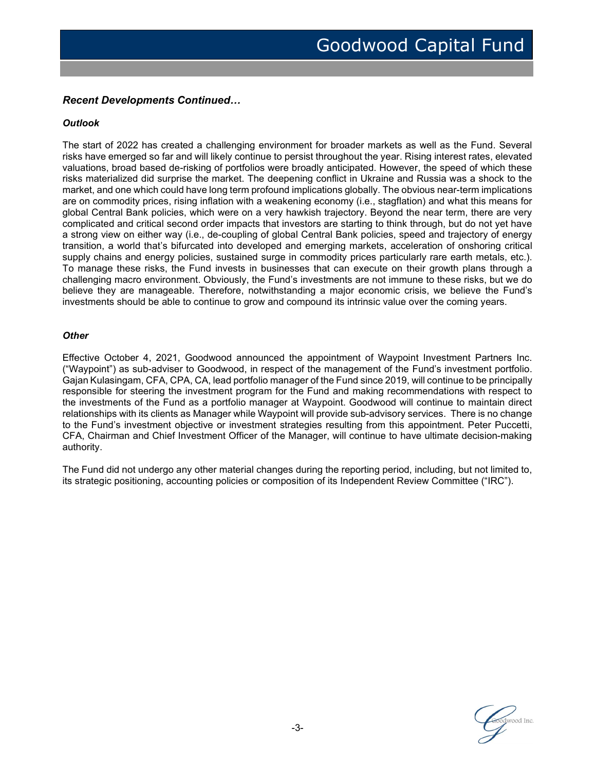### *Recent Developments Continued…*

#### *Outlook*

The start of 2022 has created a challenging environment for broader markets as well as the Fund. Several risks have emerged so far and will likely continue to persist throughout the year. Rising interest rates, elevated valuations, broad based de-risking of portfolios were broadly anticipated. However, the speed of which these risks materialized did surprise the market. The deepening conflict in Ukraine and Russia was a shock to the market, and one which could have long term profound implications globally. The obvious near-term implications are on commodity prices, rising inflation with a weakening economy (i.e., stagflation) and what this means for global Central Bank policies, which were on a very hawkish trajectory. Beyond the near term, there are very complicated and critical second order impacts that investors are starting to think through, but do not yet have a strong view on either way (i.e., de-coupling of global Central Bank policies, speed and trajectory of energy transition, a world that's bifurcated into developed and emerging markets, acceleration of onshoring critical supply chains and energy policies, sustained surge in commodity prices particularly rare earth metals, etc.). To manage these risks, the Fund invests in businesses that can execute on their growth plans through a challenging macro environment. Obviously, the Fund's investments are not immune to these risks, but we do believe they are manageable. Therefore, notwithstanding a major economic crisis, we believe the Fund's investments should be able to continue to grow and compound its intrinsic value over the coming years.

#### *Other*

Effective October 4, 2021, Goodwood announced the appointment of Waypoint Investment Partners Inc. ("Waypoint") as sub-adviser to Goodwood, in respect of the management of the Fund's investment portfolio. Gajan Kulasingam, CFA, CPA, CA, lead portfolio manager of the Fund since 2019, will continue to be principally responsible for steering the investment program for the Fund and making recommendations with respect to the investments of the Fund as a portfolio manager at Waypoint. Goodwood will continue to maintain direct relationships with its clients as Manager while Waypoint will provide sub-advisory services. There is no change to the Fund's investment objective or investment strategies resulting from this appointment. Peter Puccetti, CFA, Chairman and Chief Investment Officer of the Manager, will continue to have ultimate decision-making authority.

The Fund did not undergo any other material changes during the reporting period, including, but not limited to, its strategic positioning, accounting policies or composition of its Independent Review Committee ("IRC").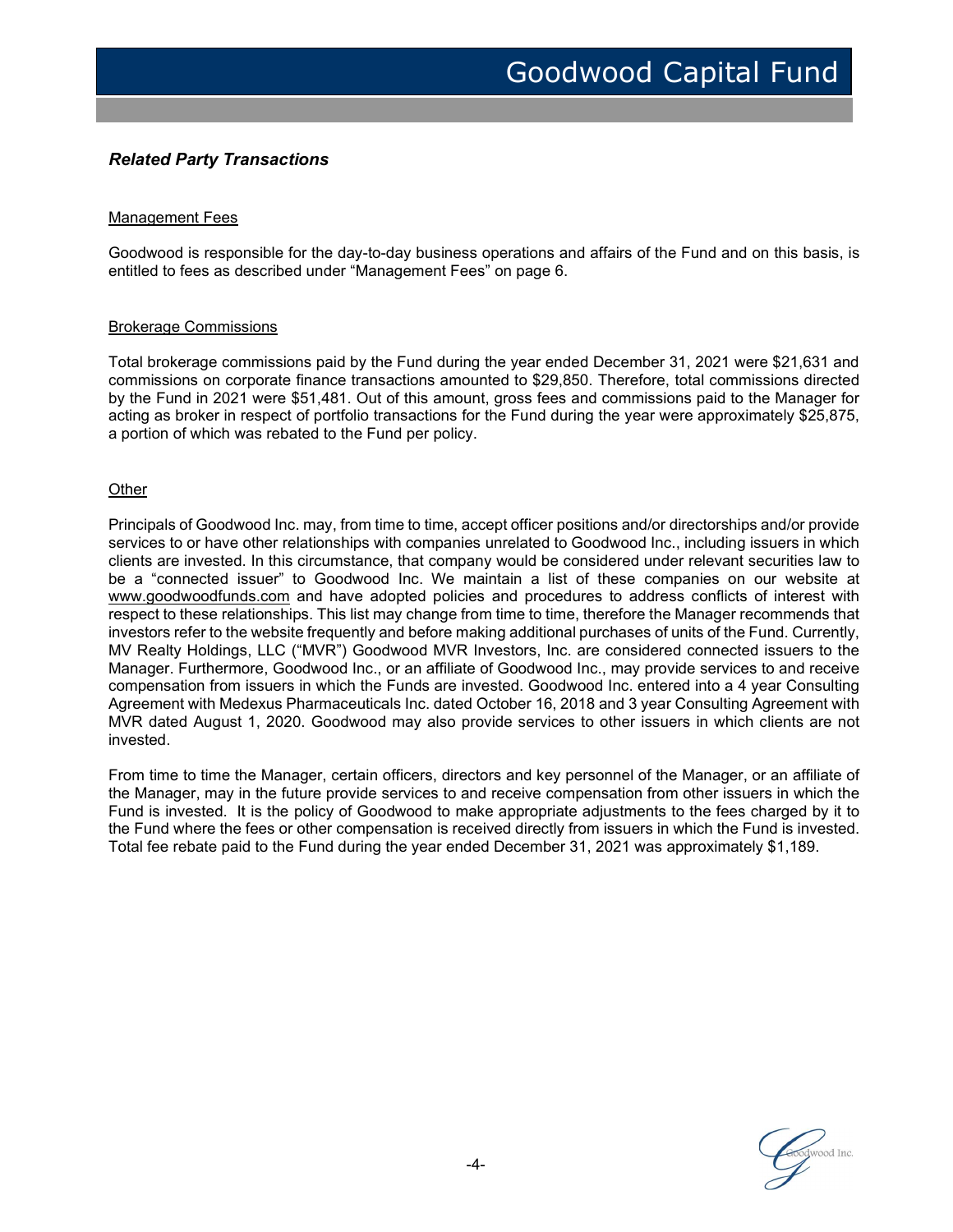## *Related Party Transactions*

Management Fees

Goodwood is responsible for the day-to-day business operations and affairs of the Fund and on this basis, is entitled to fees as described under "Management Fees" on page 6.

Brokerage Commissions

Total brokerage commissions paid by the Fund during the year ended December 31, 2021 were $21,631 and commissions on corporate finance transactions amounted to $29,850. Therefore, total commissions directed by the Fund in 2021 were $51,481. Out of this amount, gross fees and commissions paid to the Manager for acting as broker in respect of portfolio transactions for the Fund during the year were approximately $25,875, a portion of which was rebated to the Fund per policy.

Other

Principals of Goodwood Inc. may, from time to time, accept officer positions and/or directorships and/or provide services to or have other relationships with companies unrelated to Goodwood Inc., including issuers in which clients are invested. In this circumstance, that company would be considered under relevant securities law to be a "connected issuer" to Goodwood Inc. We maintain a list of these companies on our website at www.goodwoodfunds.com and have adopted policies and procedures to address conflicts of interest with respect to these relationships. This list may change from time to time, therefore the Manager recommends that investors refer to the website frequently and before making additional purchases of units of the Fund. Currently, MV Realty Holdings, LLC ("MVR") Goodwood MVR Investors, Inc. are considered connected issuers to the Manager. Furthermore, Goodwood Inc., or an affiliate of Goodwood Inc., may provide services to and receive compensation from issuers in which the Funds are invested. Goodwood Inc. entered into a 4 year Consulting Agreement with Medexus Pharmaceuticals Inc. dated October 16, 2018 and 3 year Consulting Agreement with MVR dated August 1, 2020. Goodwood may also provide services to other issuers in which clients are not invested.

From time to time the Manager, certain officers, directors and key personnel of the Manager, or an affiliate of the Manager, may in the future provide services to and receive compensation from other issuers in which the Fund is invested. It is the policy of Goodwood to make appropriate adjustments to the fees charged by it to the Fund where the fees or other compensation is received directly from issuers in which the Fund is invested. Total fee rebate paid to the Fund during the year ended December 31, 2021 was approximately $1,189.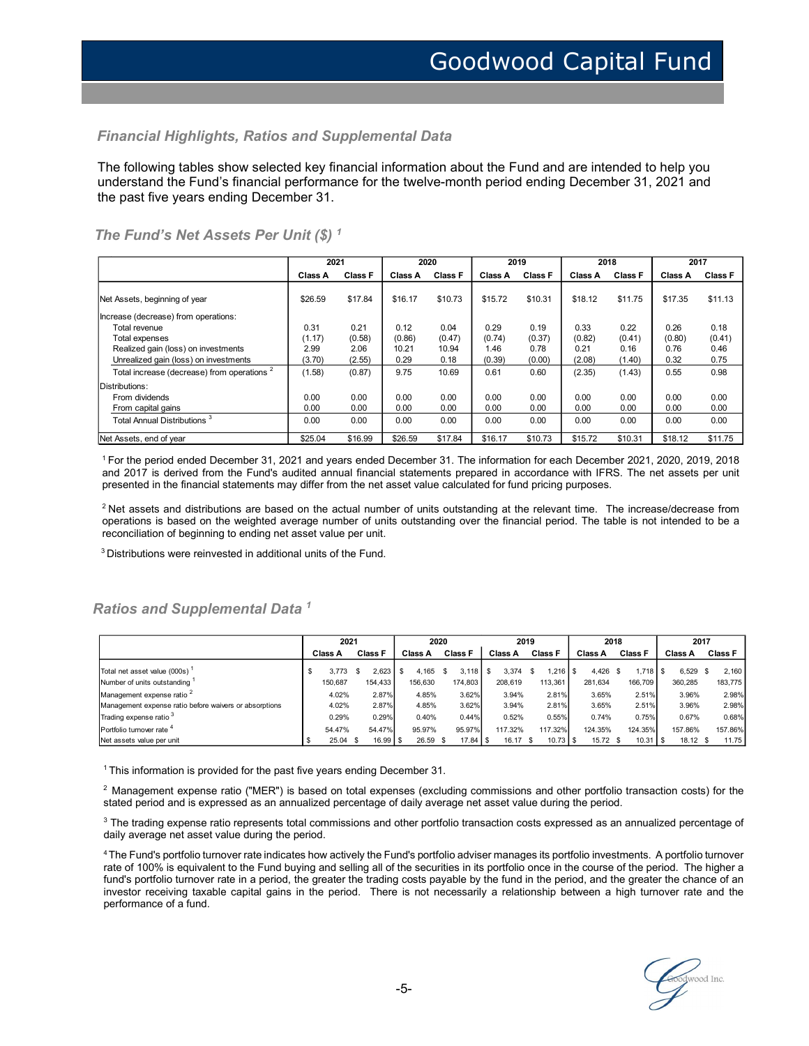# Goodwood Capital Fund

### *Financial Highlights, Ratios and Supplemental Data*

The following tables show selected key financial information about the Fund and are intended to help you understand the Fund's financial performance for the twelve-month period ending December 31, 2021 and the past five years ending December 31.

### *The Fund's Net Assets Per Unit ($) [1]*

| | 2021 | | 2020 | | 2019 | | 2018 | | 2017 | |
|---|---|---|---|---|---|---|---|---|---|---|
| | Class A | Class F | Class A | Class F | Class A | Class F | Class A | Class F | Class A | Class F |
| Net Assets, beginning of year | $26.59 | $17.84 | $16.17 | $10.73 | $15.72 | $10.31 | $18.12 | $11.75 | $17.35 | $11.13 |
| Increase (decrease) from operations: | | | | | | | | | | |
| Total revenue | 0.31 | 0.21 | 0.12 | 0.04 | 0.29 | 0.19 | 0.33 | 0.22 | 0.26 | 0.18 |
| Total expenses | (1.17) | (0.58) | (0.86) | (0.47) | (0.74) | (0.37) | (0.82) | (0.41) | (0.80) | (0.41) |
| Realized gain (loss) on investments | 2.99 | 2.06 | 10.21 | 10.94 | 1.46 | 0.78 | 0.21 | 0.16 | 0.76 | 0.46 |
| Unrealized gain (loss) on investments | (3.70) | (2.55) | 0.29 | 0.18 | (0.39) | (0.00) | (2.08) | (1.40) | 0.32 | 0.75 |
| Total increase (decrease) from operations [2] | (1.58) | (0.87) | 9.75 | 10.69 | 0.61 | 0.60 | (2.35) | (1.43) | 0.55 | 0.98 |
| Distributions: | | | | | | | | | | |
| From dividends | 0.00 | 0.00 | 0.00 | 0.00 | 0.00 | 0.00 | 0.00 | 0.00 | 0.00 | 0.00 |
| From capital gains | 0.00 | 0.00 | 0.00 | 0.00 | 0.00 | 0.00 | 0.00 | 0.00 | 0.00 | 0.00 |
| Total Annual Distributions [3] | 0.00 | 0.00 | 0.00 | 0.00 | 0.00 | 0.00 | 0.00 | 0.00 | 0.00 | 0.00 |
| Net Assets, end of year | $25.04 | $16.99 | $26.59 | $17.84 | $16.17 | $10.73 | $15.72 | $10.31 | $18.12 | $11.75 |

[1] For the period ended December 31, 2021 and years ended December 31. The information for each December 2021, 2020, 2019, 2018 and 2017 is derived from the Fund's audited annual financial statements prepared in accordance with IFRS. The net assets per unit presented in the financial statements may differ from the net asset value calculated for fund pricing purposes.

[2] Net assets and distributions are based on the actual number of units outstanding at the relevant time. The increase/decrease from operations is based on the weighted average number of units outstanding over the financial period. The table is not intended to be a reconciliation of beginning to ending net asset value per unit.

[3] Distributions were reinvested in additional units of the Fund.

### *Ratios and Supplemental Data [1]*

| | 2021 | | 2020 | | 2019 | | 2018 | | 2017 | |
|---|---|---|---|---|---|---|---|---|---|---|
| | Class A | Class F | Class A | Class F | Class A | Class F | Class A | Class F | Class A | Class F |
| Total net asset value (000s) [1] | $ 3,773 | $ 2,623 | $ 4,165 | $ 3,118 | $ 3,374 | $ 1,216 | $ 4,426 | $ 1,718 | $ 6,529 | $ 2,160 |
| Number of units outstanding [1] | 150,687 | 154,433 | 156,630 | 174,803 | 208,619 | 113,361 | 281,634 | 166,709 | 360,285 | 183,775 |
| Management expense ratio [2] | 4.02% | 2.87% | 4.85% | 3.62% | 3.94% | 2.81% | 3.65% | 2.51% | 3.96% | 2.98% |
| Management expense ratio before waivers or absorptions | 4.02% | 2.87% | 4.85% | 3.62% | 3.94% | 2.81% | 3.65% | 2.51% | 3.96% | 2.98% |
| Trading expense ratio [3] | 0.29% | 0.29% | 0.40% | 0.44% | 0.52% | 0.55% | 0.74% | 0.75% | 0.67% | 0.68% |
| Portfolio turnover rate [4] | 54.47% | 54.47% | 95.97% | 95.97% | 117.32% | 117.32% | 124.35% | 124.35% | 157.86% | 157.86% |
| Net assets value per unit | $ 25.04 | $ 16.99 | $ 26.59 | $ 17.84 | $ 16.17 | $ 10.73 | $ 15.72 | $ 10.31 | $ 18.12 | $ 11.75 |

[1] This information is provided for the past five years ending December 31.

[2] Management expense ratio ("MER") is based on total expenses (excluding commissions and other portfolio transaction costs) for the stated period and is expressed as an annualized percentage of daily average net asset value during the period.

[3] The trading expense ratio represents total commissions and other portfolio transaction costs expressed as an annualized percentage of daily average net asset value during the period.

[4] The Fund's portfolio turnover rate indicates how actively the Fund's portfolio adviser manages its portfolio investments. A portfolio turnover rate of 100% is equivalent to the Fund buying and selling all of the securities in its portfolio once in the course of the period. The higher a fund's portfolio turnover rate in a period, the greater the trading costs payable by the fund in the period, and the greater the chance of an investor receiving taxable capital gains in the period. There is not necessarily a relationship between a high turnover rate and the performance of a fund.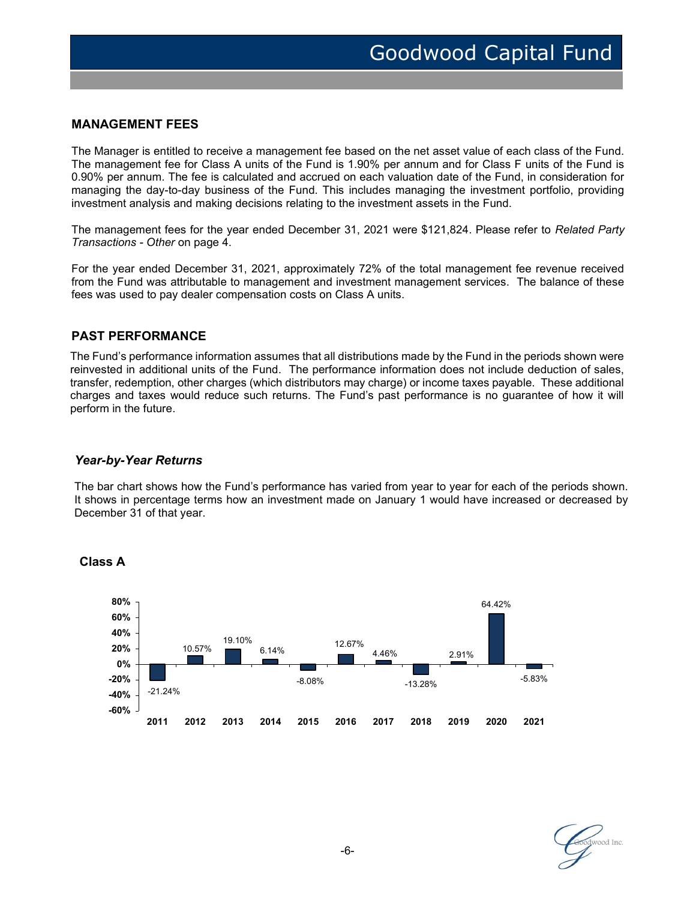## MANAGEMENT FEES

The Manager is entitled to receive a management fee based on the net asset value of each class of the Fund. The management fee for Class A units of the Fund is 1.90% per annum and for Class F units of the Fund is 0.90% per annum. The fee is calculated and accrued on each valuation date of the Fund, in consideration for managing the day-to-day business of the Fund. This includes managing the investment portfolio, providing investment analysis and making decisions relating to the investment assets in the Fund.

The management fees for the year ended December 31, 2021 were $121,824. Please refer to *Related Party Transactions - Other* on page 4.

For the year ended December 31, 2021, approximately 72% of the total management fee revenue received from the Fund was attributable to management and investment management services. The balance of these fees was used to pay dealer compensation costs on Class A units.

## PAST PERFORMANCE

The Fund's performance information assumes that all distributions made by the Fund in the periods shown were reinvested in additional units of the Fund. The performance information does not include deduction of sales, transfer, redemption, other charges (which distributors may charge) or income taxes payable. These additional charges and taxes would reduce such returns. The Fund's past performance is no guarantee of how it will perform in the future.

### *Year-by-Year Returns*

The bar chart shows how the Fund's performance has varied from year to year for each of the periods shown. It shows in percentage terms how an investment made on January 1 would have increased or decreased by December 31 of that year.

**Class A**

| Year | Return |
|---|---|
| 2011 | -21.24% |
| 2012 | 10.57% |
| 2013 | 19.10% |
| 2014 | 6.14% |
| 2015 | -8.08% |
| 2016 | 12.67% |
| 2017 | 4.46% |
| 2018 | -13.28% |
| 2019 | 2.91% |
| 2020 | 64.42% |
| 2021 | -5.83% |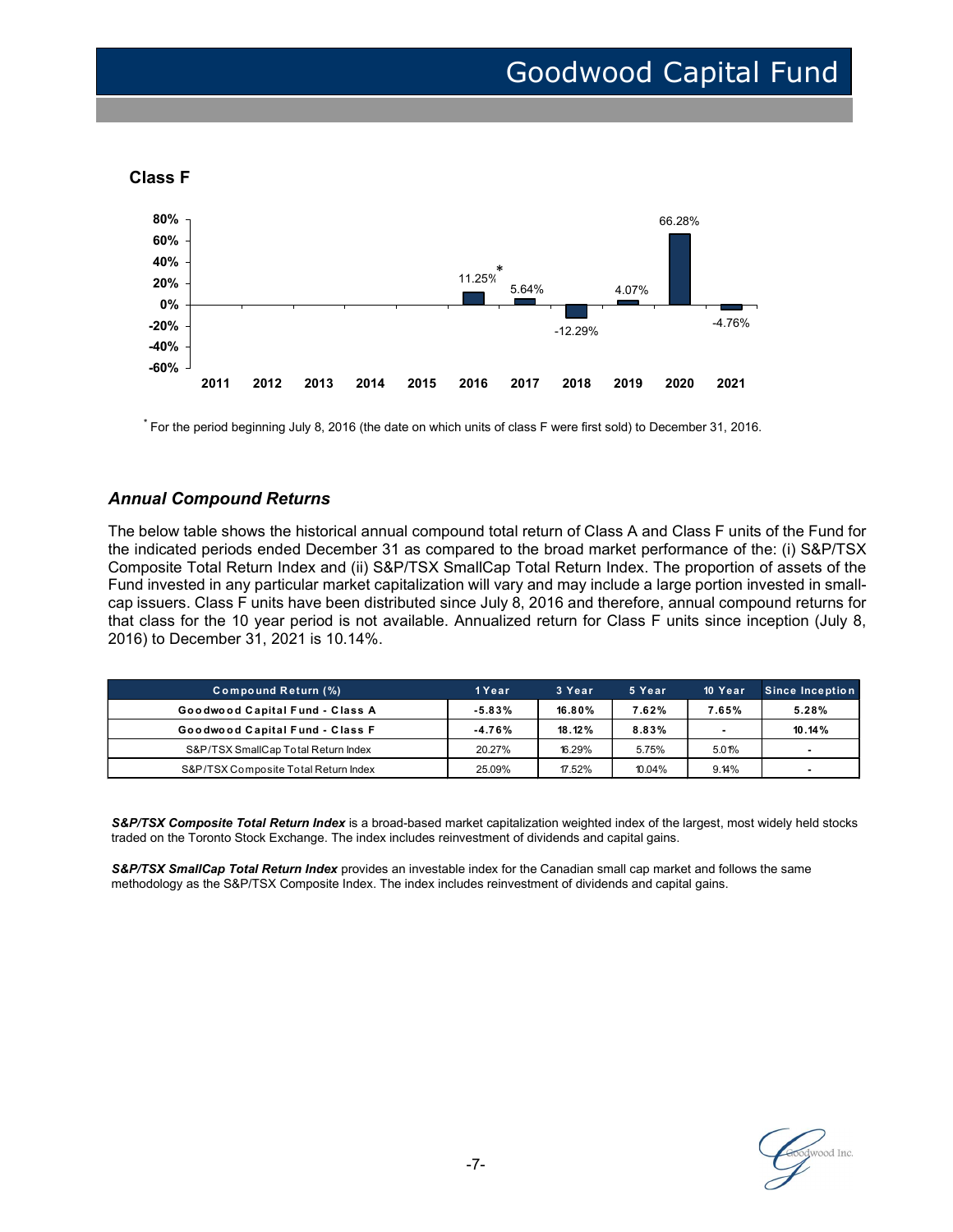### Class F

| Year | Return |
|---|---|
| 2011 | |
| 2012 | |
| 2013 | |
| 2014 | |
| 2015 | |
| 2016 | 11.25%* |
| 2017 | 5.64% |
| 2018 | -12.29% |
| 2019 | 4.07% |
| 2020 | 66.28% |
| 2021 | -4.76% |

* For the period beginning July 8, 2016 (the date on which units of class F were first sold) to December 31, 2016.

## *Annual Compound Returns*

The below table shows the historical annual compound total return of Class A and Class F units of the Fund for the indicated periods ended December 31 as compared to the broad market performance of the: (i) S&P/TSX Composite Total Return Index and (ii) S&P/TSX SmallCap Total Return Index. The proportion of assets of the Fund invested in any particular market capitalization will vary and may include a large portion invested in small-cap issuers. Class F units have been distributed since July 8, 2016 and therefore, annual compound returns for that class for the 10 year period is not available. Annualized return for Class F units since inception (July 8, 2016) to December 31, 2021 is 10.14%.

| Compound Return (%) | 1 Year | 3 Year | 5 Year | 10 Year | Since Inception |
|---|---|---|---|---|---|
| **Goodwood Capital Fund - Class A** | **-5.83%** | **16.80%** | **7.62%** | **7.65%** | **5.28%** |
| **Goodwood Capital Fund - Class F** | **-4.76%** | **18.12%** | **8.83%** | **-** | **10.14%** |
| S&P/TSX SmallCap Total Return Index | 20.27% | 16.29% | 5.75% | 5.01% | - |
| S&P/TSX Composite Total Return Index | 25.09% | 17.52% | 10.04% | 9.14% | - |

***S&P/TSX Composite Total Return Index*** is a broad-based market capitalization weighted index of the largest, most widely held stocks traded on the Toronto Stock Exchange. The index includes reinvestment of dividends and capital gains.

***S&P/TSX SmallCap Total Return Index*** provides an investable index for the Canadian small cap market and follows the same methodology as the S&P/TSX Composite Index. The index includes reinvestment of dividends and capital gains.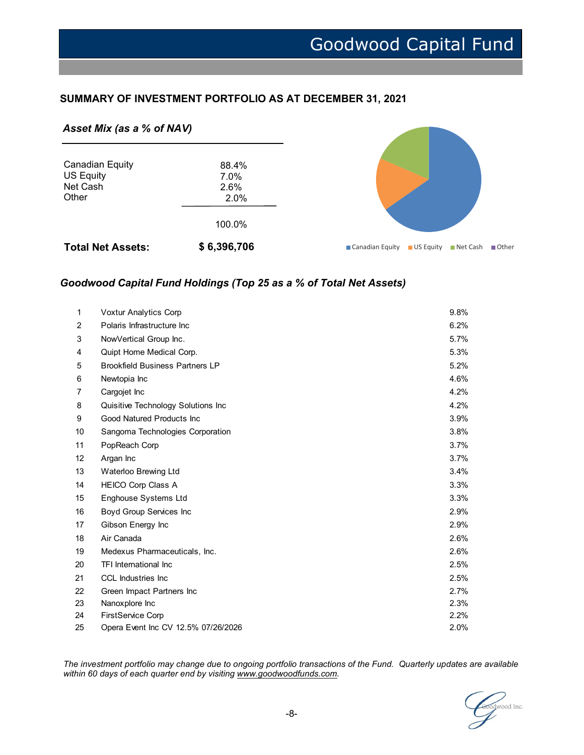# Goodwood Capital Fund

## SUMMARY OF INVESTMENT PORTFOLIO AS AT DECEMBER 31, 2021

### *Asset Mix (as a % of NAV)*

| | |
|---|---|
| Canadian Equity | 88.4% |
| US Equity | 7.0% |
| Net Cash | 2.6% |
| Other | 2.0% |
| | 100.0% |
| **Total Net Assets:** | **$ 6,396,706** |

### *Goodwood Capital Fund Holdings (Top 25 as a % of Total Net Assets)*

| | | |
|---|---|---|
| 1 | Voxtur Analytics Corp | 9.8% |
| 2 | Polaris Infrastructure Inc | 6.2% |
| 3 | NowVertical Group Inc. | 5.7% |
| 4 | Quipt Home Medical Corp. | 5.3% |
| 5 | Brookfield Business Partners LP | 5.2% |
| 6 | Newtopia Inc | 4.6% |
| 7 | Cargojet Inc | 4.2% |
| 8 | Quisitive Technology Solutions Inc | 4.2% |
| 9 | Good Natured Products Inc | 3.9% |
| 10 | Sangoma Technologies Corporation | 3.8% |
| 11 | PopReach Corp | 3.7% |
| 12 | Argan Inc | 3.7% |
| 13 | Waterloo Brewing Ltd | 3.4% |
| 14 | HEICO Corp Class A | 3.3% |
| 15 | Enghouse Systems Ltd | 3.3% |
| 16 | Boyd Group Services Inc | 2.9% |
| 17 | Gibson Energy Inc | 2.9% |
| 18 | Air Canada | 2.6% |
| 19 | Medexus Pharmaceuticals, Inc. | 2.6% |
| 20 | TFI International Inc | 2.5% |
| 21 | CCL Industries Inc | 2.5% |
| 22 | Green Impact Partners Inc | 2.7% |
| 23 | Nanoxplore Inc | 2.3% |
| 24 | FirstService Corp | 2.2% |
| 25 | Opera Event Inc CV 12.5% 07/26/2026 | 2.0% |

*The investment portfolio may change due to ongoing portfolio transactions of the Fund. Quarterly updates are available within 60 days of each quarter end by visiting www.goodwoodfunds.com.*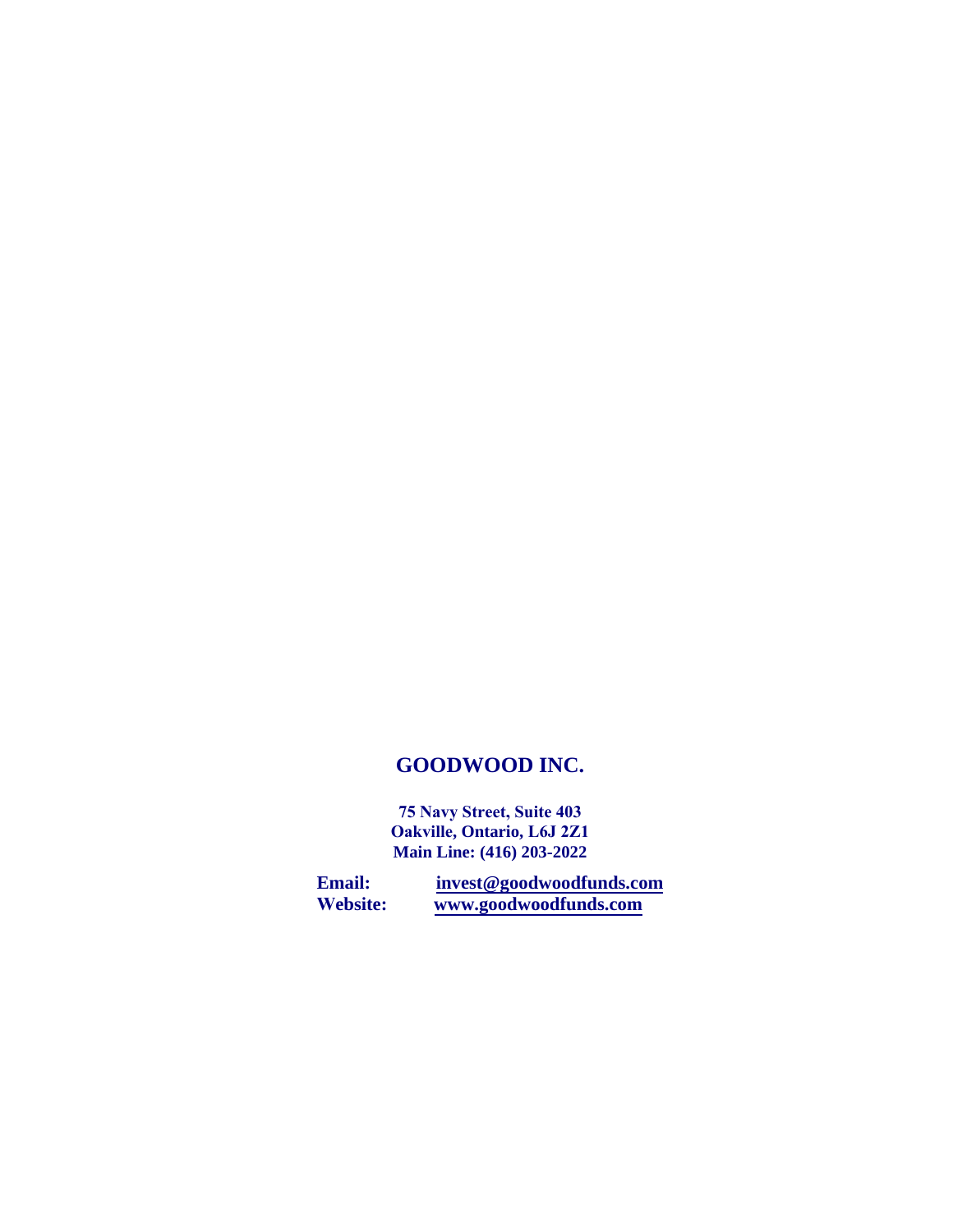## GOODWOOD INC.

**75 Navy Street, Suite 403**
**Oakville, Ontario, L6J 2Z1**
**Main Line: (416) 203-2022**

**Email:** **invest@goodwoodfunds.com**
**Website:** **www.goodwoodfunds.com**